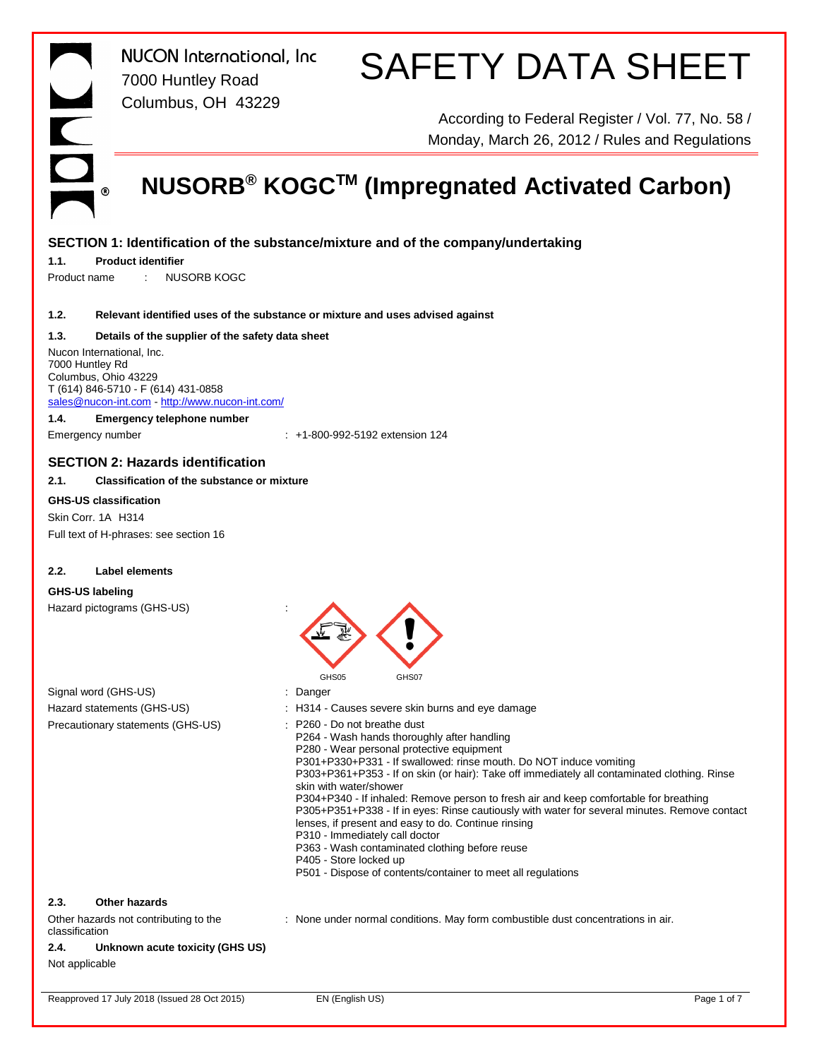NUCON International, Inc
7000 Huntley Road
Columbus, OH 43229

# SAFETY DATA SHEET

According to Federal Register / Vol. 77, No. 58 / Monday, March 26, 2012 / Rules and Regulations

# NUSORB® KOGC™ (Impregnated Activated Carbon)

## SECTION 1: Identification of the substance/mixture and of the company/undertaking

### 1.1. Product identifier

Product name : NUSORB KOGC

### 1.2. Relevant identified uses of the substance or mixture and uses advised against

### 1.3. Details of the supplier of the safety data sheet

Nucon International, Inc.
7000 Huntley Rd
Columbus, Ohio 43229
T (614) 846-5710 - F (614) 431-0858
sales@nucon-int.com - http://www.nucon-int.com/

### 1.4. Emergency telephone number

Emergency number : +1-800-992-5192 extension 124

## SECTION 2: Hazards identification

### 2.1. Classification of the substance or mixture

**GHS-US classification**

Skin Corr. 1A H314

Full text of H-phrases: see section 16

### 2.2. Label elements

**GHS-US labeling**

Hazard pictograms (GHS-US) : GHS05 GHS07

Signal word (GHS-US) : Danger

Hazard statements (GHS-US) : H314 - Causes severe skin burns and eye damage

Precautionary statements (GHS-US) :
- P260 - Do not breathe dust
- P264 - Wash hands thoroughly after handling
- P280 - Wear personal protective equipment
- P301+P330+P331 - If swallowed: rinse mouth. Do NOT induce vomiting
- P303+P361+P353 - If on skin (or hair): Take off immediately all contaminated clothing. Rinse skin with water/shower
- P304+P340 - If inhaled: Remove person to fresh air and keep comfortable for breathing
- P305+P351+P338 - If in eyes: Rinse cautiously with water for several minutes. Remove contact lenses, if present and easy to do. Continue rinsing
- P310 - Immediately call doctor
- P363 - Wash contaminated clothing before reuse
- P405 - Store locked up
- P501 - Dispose of contents/container to meet all regulations

### 2.3. Other hazards

Other hazards not contributing to the classification : None under normal conditions. May form combustible dust concentrations in air.

### 2.4. Unknown acute toxicity (GHS US)

Not applicable

Reapproved 17 July 2018 (Issued 28 Oct 2015) EN (English US)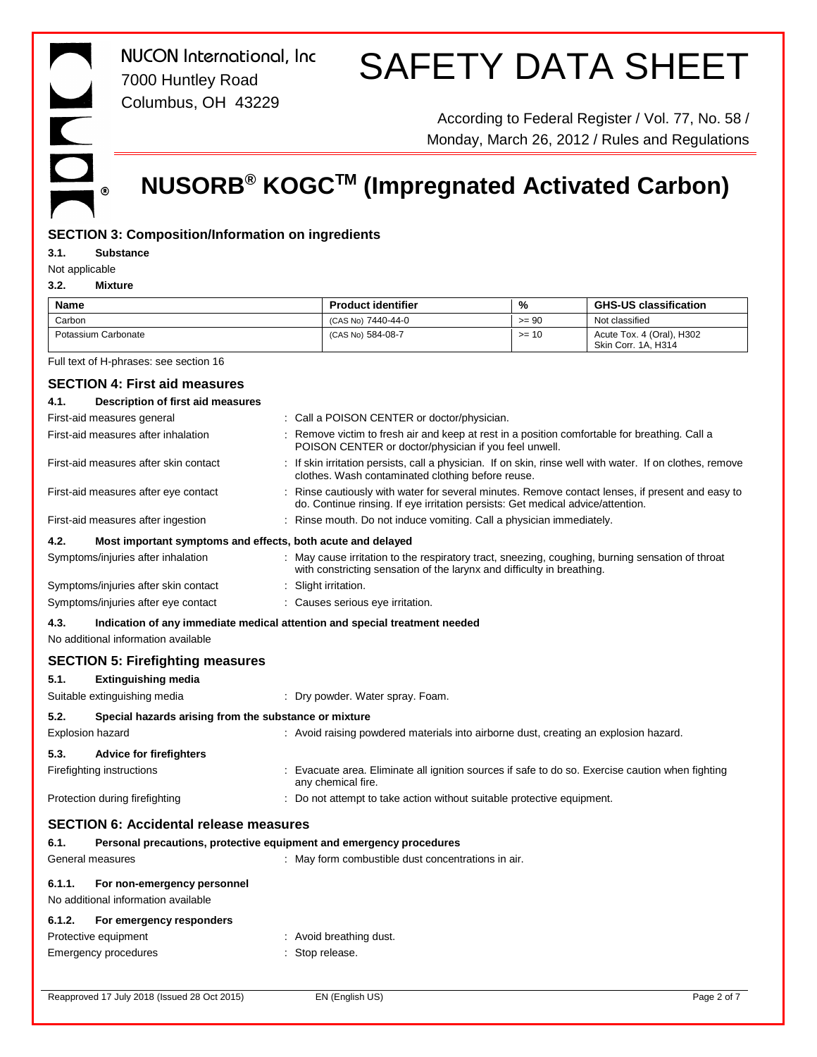## SECTION 3: Composition/Information on ingredients

**3.1. Substance**

Not applicable

**3.2. Mixture**

| Name | Product identifier | % | GHS-US classification |
|---|---|---|---|
| Carbon | (CAS No) 7440-44-0 | >= 90 | Not classified |
| Potassium Carbonate | (CAS No) 584-08-7 | >= 10 | Acute Tox. 4 (Oral), H302<br>Skin Corr. 1A, H314 |

Full text of H-phrases: see section 16

## SECTION 4: First aid measures

**4.1. Description of first aid measures**

First-aid measures general : Call a POISON CENTER or doctor/physician.

First-aid measures after inhalation : Remove victim to fresh air and keep at rest in a position comfortable for breathing. Call a POISON CENTER or doctor/physician if you feel unwell.

First-aid measures after skin contact : If skin irritation persists, call a physician. If on skin, rinse well with water. If on clothes, remove clothes. Wash contaminated clothing before reuse.

First-aid measures after eye contact : Rinse cautiously with water for several minutes. Remove contact lenses, if present and easy to do. Continue rinsing. If eye irritation persists: Get medical advice/attention.

First-aid measures after ingestion : Rinse mouth. Do not induce vomiting. Call a physician immediately.

**4.2. Most important symptoms and effects, both acute and delayed**

Symptoms/injuries after inhalation : May cause irritation to the respiratory tract, sneezing, coughing, burning sensation of throat with constricting sensation of the larynx and difficulty in breathing.

Symptoms/injuries after skin contact : Slight irritation.

Symptoms/injuries after eye contact : Causes serious eye irritation.

**4.3. Indication of any immediate medical attention and special treatment needed**

No additional information available

## SECTION 5: Firefighting measures

**5.1. Extinguishing media**

Suitable extinguishing media : Dry powder. Water spray. Foam.

**5.2. Special hazards arising from the substance or mixture**

Explosion hazard : Avoid raising powdered materials into airborne dust, creating an explosion hazard.

**5.3. Advice for firefighters**

Firefighting instructions : Evacuate area. Eliminate all ignition sources if safe to do so. Exercise caution when fighting any chemical fire.

Protection during firefighting : Do not attempt to take action without suitable protective equipment.

## SECTION 6: Accidental release measures

**6.1. Personal precautions, protective equipment and emergency procedures**

General measures : May form combustible dust concentrations in air.

**6.1.1. For non-emergency personnel**

No additional information available

**6.1.2. For emergency responders**

Protective equipment : Avoid breathing dust.

Emergency procedures : Stop release.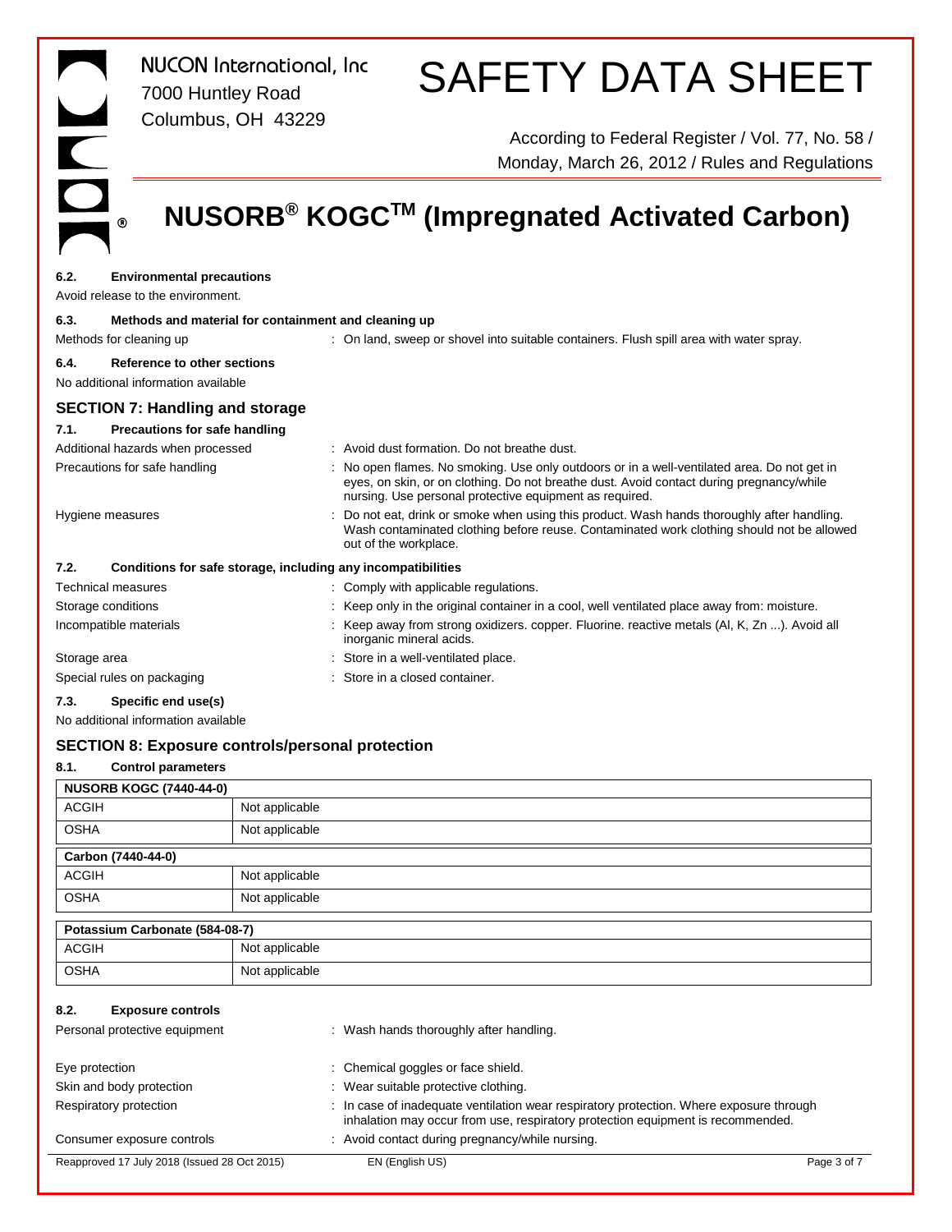### 6.2. Environmental precautions

Avoid release to the environment.

### 6.3. Methods and material for containment and cleaning up

Methods for cleaning up : On land, sweep or shovel into suitable containers. Flush spill area with water spray.

### 6.4. Reference to other sections

No additional information available

## SECTION 7: Handling and storage

### 7.1. Precautions for safe handling

Additional hazards when processed : Avoid dust formation. Do not breathe dust.

Precautions for safe handling : No open flames. No smoking. Use only outdoors or in a well-ventilated area. Do not get in eyes, on skin, or on clothing. Do not breathe dust. Avoid contact during pregnancy/while nursing. Use personal protective equipment as required.

Hygiene measures : Do not eat, drink or smoke when using this product. Wash hands thoroughly after handling. Wash contaminated clothing before reuse. Contaminated work clothing should not be allowed out of the workplace.

### 7.2. Conditions for safe storage, including any incompatibilities

Technical measures : Comply with applicable regulations.

Storage conditions : Keep only in the original container in a cool, well ventilated place away from: moisture.

Incompatible materials : Keep away from strong oxidizers. copper. Fluorine. reactive metals (Al, K, Zn ...). Avoid all inorganic mineral acids.

Storage area : Store in a well-ventilated place.

Special rules on packaging : Store in a closed container.

### 7.3. Specific end use(s)

No additional information available

## SECTION 8: Exposure controls/personal protection

### 8.1. Control parameters

| NUSORB KOGC (7440-44-0) | |
|---|---|
| ACGIH | Not applicable |
| OSHA | Not applicable |

| Carbon (7440-44-0) | |
|---|---|
| ACGIH | Not applicable |
| OSHA | Not applicable |

| Potassium Carbonate (584-08-7) | |
|---|---|
| ACGIH | Not applicable |
| OSHA | Not applicable |

### 8.2. Exposure controls

Personal protective equipment : Wash hands thoroughly after handling.

Eye protection : Chemical goggles or face shield.

Skin and body protection : Wear suitable protective clothing.

Respiratory protection : In case of inadequate ventilation wear respiratory protection. Where exposure through inhalation may occur from use, respiratory protection equipment is recommended.

Consumer exposure controls : Avoid contact during pregnancy/while nursing.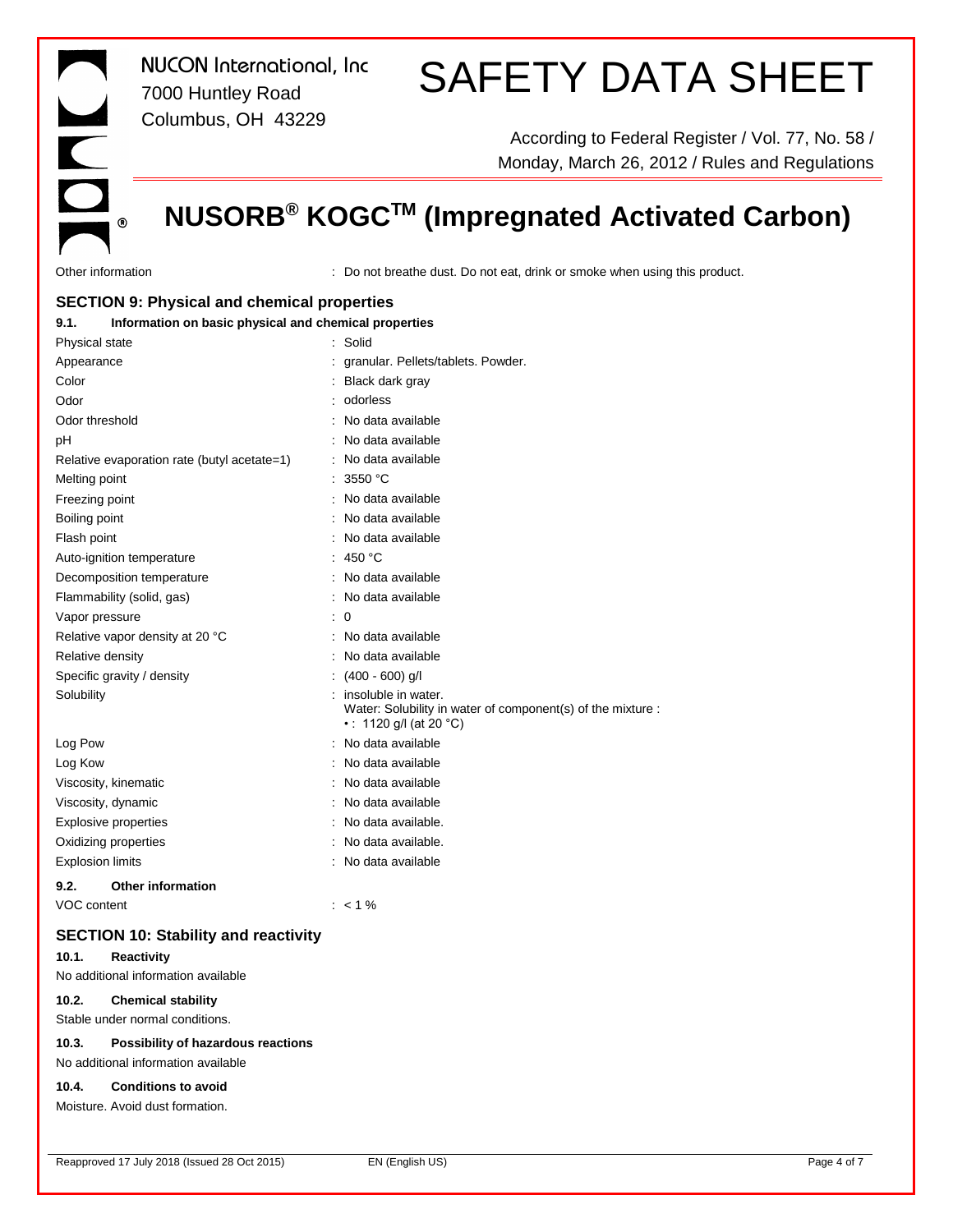Other information : Do not breathe dust. Do not eat, drink or smoke when using this product.

## SECTION 9: Physical and chemical properties

### 9.1. Information on basic physical and chemical properties

| Property | Value |
|---|---|
| Physical state | Solid |
| Appearance | granular. Pellets/tablets. Powder. |
| Color | Black dark gray |
| Odor | odorless |
| Odor threshold | No data available |
| pH | No data available |
| Relative evaporation rate (butyl acetate=1) | No data available |
| Melting point | 3550 °C |
| Freezing point | No data available |
| Boiling point | No data available |
| Flash point | No data available |
| Auto-ignition temperature | 450 °C |
| Decomposition temperature | No data available |
| Flammability (solid, gas) | No data available |
| Vapor pressure | 0 |
| Relative vapor density at 20 °C | No data available |
| Relative density | No data available |
| Specific gravity / density | (400 - 600) g/l |
| Solubility | insoluble in water. Water: Solubility in water of component(s) of the mixture : • : 1120 g/l (at 20 °C) |
| Log Pow | No data available |
| Log Kow | No data available |
| Viscosity, kinematic | No data available |
| Viscosity, dynamic | No data available |
| Explosive properties | No data available. |
| Oxidizing properties | No data available. |
| Explosion limits | No data available |

### 9.2. Other information

VOC content : < 1 %

## SECTION 10: Stability and reactivity

### 10.1. Reactivity

No additional information available

### 10.2. Chemical stability

Stable under normal conditions.

### 10.3. Possibility of hazardous reactions

No additional information available

### 10.4. Conditions to avoid

Moisture. Avoid dust formation.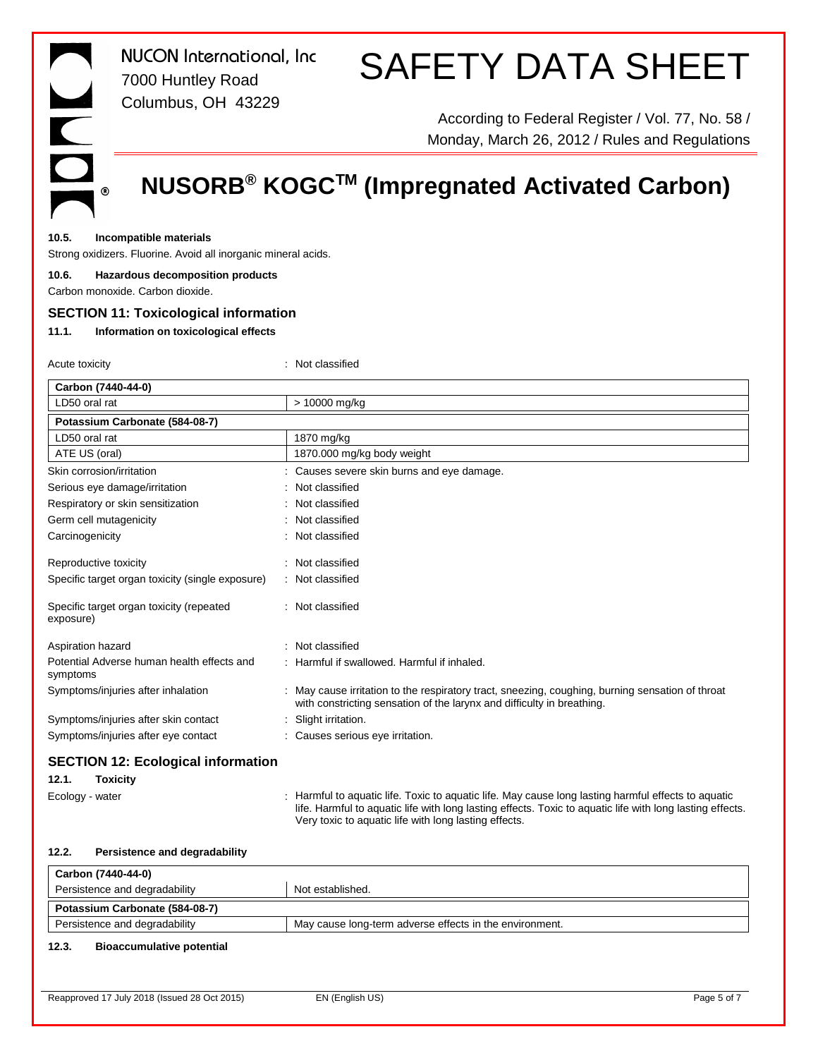### 10.5. Incompatible materials

Strong oxidizers. Fluorine. Avoid all inorganic mineral acids.

### 10.6. Hazardous decomposition products

Carbon monoxide. Carbon dioxide.

## SECTION 11: Toxicological information

### 11.1. Information on toxicological effects

Acute toxicity : Not classified

| Carbon (7440-44-0) | |
|---|---|
| LD50 oral rat | > 10000 mg/kg |
| **Potassium Carbonate (584-08-7)** | |
| LD50 oral rat | 1870 mg/kg |
| ATE US (oral) | 1870.000 mg/kg body weight |

| | |
|---|---|
| Skin corrosion/irritation | : Causes severe skin burns and eye damage. |
| Serious eye damage/irritation | : Not classified |
| Respiratory or skin sensitization | : Not classified |
| Germ cell mutagenicity | : Not classified |
| Carcinogenicity | : Not classified |
| Reproductive toxicity | : Not classified |
| Specific target organ toxicity (single exposure) | : Not classified |
| Specific target organ toxicity (repeated exposure) | : Not classified |
| Aspiration hazard | : Not classified |
| Potential Adverse human health effects and symptoms | : Harmful if swallowed. Harmful if inhaled. |
| Symptoms/injuries after inhalation | : May cause irritation to the respiratory tract, sneezing, coughing, burning sensation of throat with constricting sensation of the larynx and difficulty in breathing. |
| Symptoms/injuries after skin contact | : Slight irritation. |
| Symptoms/injuries after eye contact | : Causes serious eye irritation. |

## SECTION 12: Ecological information

### 12.1. Toxicity

Ecology - water : Harmful to aquatic life. Toxic to aquatic life. May cause long lasting harmful effects to aquatic life. Harmful to aquatic life with long lasting effects. Toxic to aquatic life with long lasting effects. Very toxic to aquatic life with long lasting effects.

### 12.2. Persistence and degradability

| Carbon (7440-44-0) | |
|---|---|
| Persistence and degradability | Not established. |
| **Potassium Carbonate (584-08-7)** | |
| Persistence and degradability | May cause long-term adverse effects in the environment. |

### 12.3. Bioaccumulative potential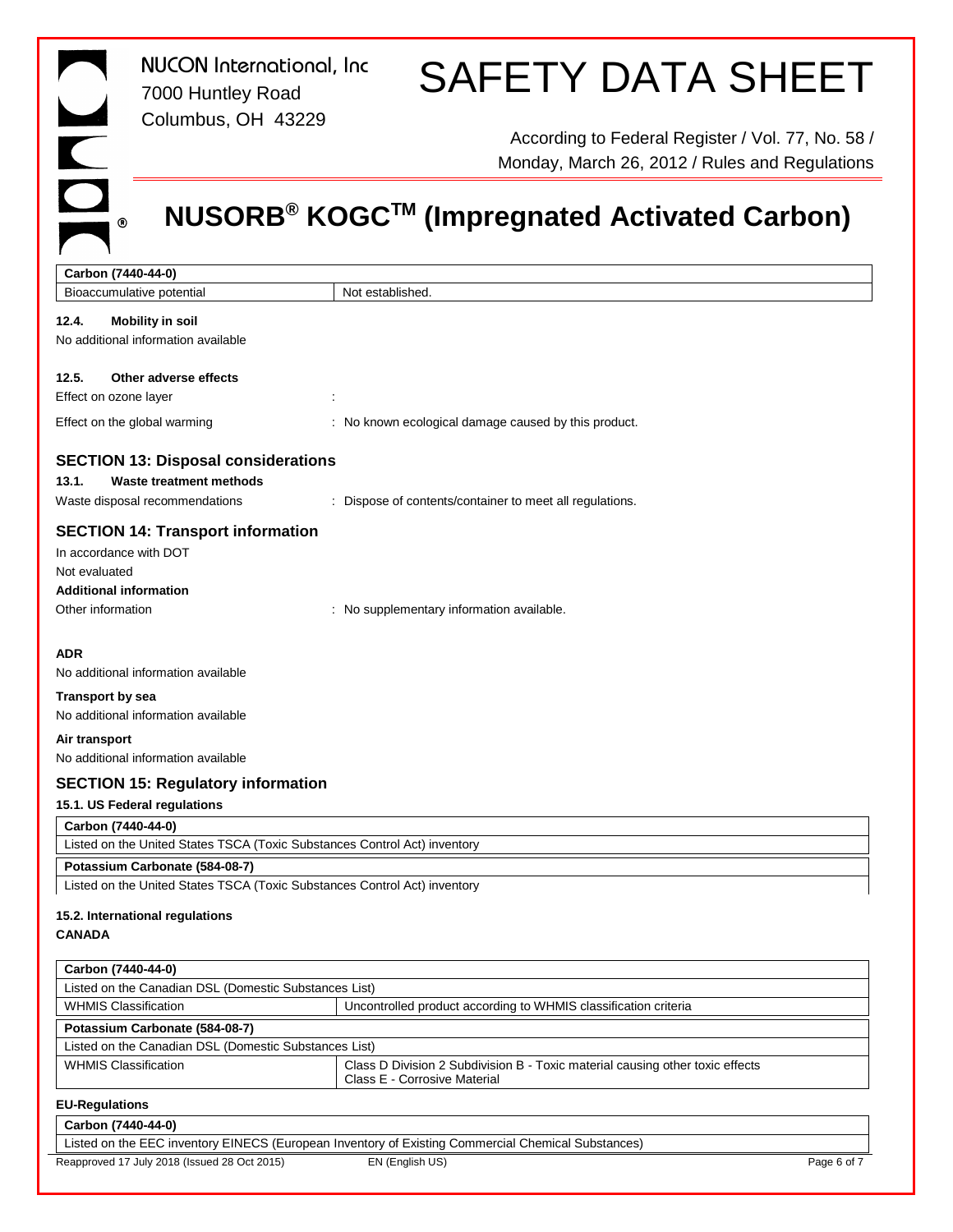| Carbon (7440-44-0) | |
|---|---|
| Bioaccumulative potential | Not established. |

**12.4. Mobility in soil**

No additional information available

**12.5. Other adverse effects**

Effect on ozone layer :

Effect on the global warming : No known ecological damage caused by this product.

## SECTION 13: Disposal considerations

**13.1. Waste treatment methods**

Waste disposal recommendations : Dispose of contents/container to meet all regulations.

## SECTION 14: Transport information

In accordance with DOT

Not evaluated

**Additional information**

Other information : No supplementary information available.

**ADR**

No additional information available

**Transport by sea**

No additional information available

**Air transport**

No additional information available

## SECTION 15: Regulatory information

**15.1. US Federal regulations**

| Carbon (7440-44-0) |
|---|
| Listed on the United States TSCA (Toxic Substances Control Act) inventory |

| Potassium Carbonate (584-08-7) |
|---|
| Listed on the United States TSCA (Toxic Substances Control Act) inventory |

**15.2. International regulations**

**CANADA**

| Carbon (7440-44-0) | |
|---|---|
| Listed on the Canadian DSL (Domestic Substances List) | |
| WHMIS Classification | Uncontrolled product according to WHMIS classification criteria |

| Potassium Carbonate (584-08-7) | |
|---|---|
| Listed on the Canadian DSL (Domestic Substances List) | |
| WHMIS Classification | Class D Division 2 Subdivision B - Toxic material causing other toxic effects<br>Class E - Corrosive Material |

**EU-Regulations**

| Carbon (7440-44-0) |
|---|
| Listed on the EEC inventory EINECS (European Inventory of Existing Commercial Chemical Substances) |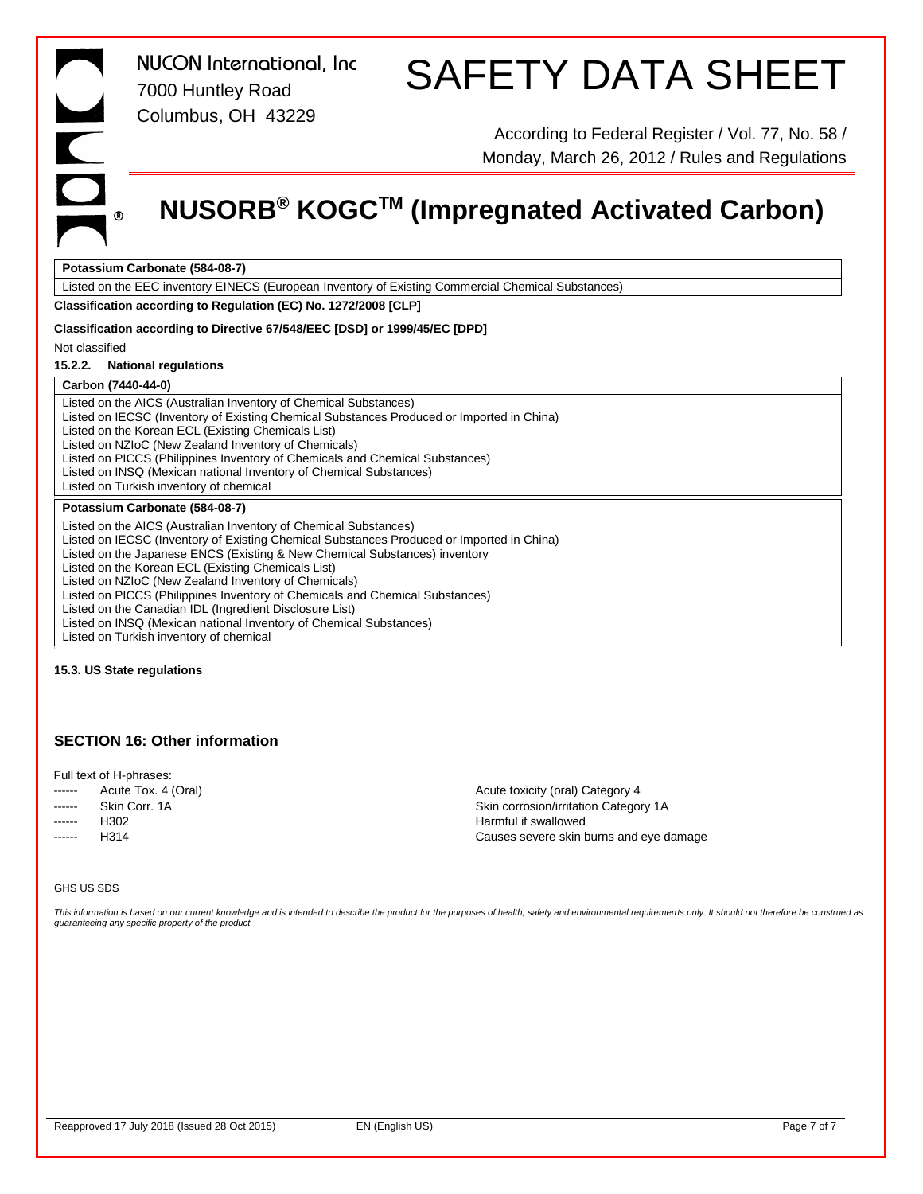| Potassium Carbonate (584-08-7) |
| --- |
| Listed on the EEC inventory EINECS (European Inventory of Existing Commercial Chemical Substances) |

**Classification according to Regulation (EC) No. 1272/2008 [CLP]**

**Classification according to Directive 67/548/EEC [DSD] or 1999/45/EC [DPD]**

Not classified

### 15.2.2. National regulations

| Carbon (7440-44-0) |
| --- |
| Listed on the AICS (Australian Inventory of Chemical Substances)<br>Listed on IECSC (Inventory of Existing Chemical Substances Produced or Imported in China)<br>Listed on the Korean ECL (Existing Chemicals List)<br>Listed on NZIoC (New Zealand Inventory of Chemicals)<br>Listed on PICCS (Philippines Inventory of Chemicals and Chemical Substances)<br>Listed on INSQ (Mexican national Inventory of Chemical Substances)<br>Listed on Turkish inventory of chemical |

| Potassium Carbonate (584-08-7) |
| --- |
| Listed on the AICS (Australian Inventory of Chemical Substances)<br>Listed on IECSC (Inventory of Existing Chemical Substances Produced or Imported in China)<br>Listed on the Japanese ENCS (Existing & New Chemical Substances) inventory<br>Listed on the Korean ECL (Existing Chemicals List)<br>Listed on NZIoC (New Zealand Inventory of Chemicals)<br>Listed on PICCS (Philippines Inventory of Chemicals and Chemical Substances)<br>Listed on the Canadian IDL (Ingredient Disclosure List)<br>Listed on INSQ (Mexican national Inventory of Chemical Substances)<br>Listed on Turkish inventory of chemical |

### 15.3. US State regulations

## SECTION 16: Other information

Full text of H-phrases:

| | | |
| --- | --- | --- |
| ------ | Acute Tox. 4 (Oral) | Acute toxicity (oral) Category 4 |
| ------ | Skin Corr. 1A | Skin corrosion/irritation Category 1A |
| ------ | H302 | Harmful if swallowed |
| ------ | H314 | Causes severe skin burns and eye damage |

GHS US SDS

*This information is based on our current knowledge and is intended to describe the product for the purposes of health, safety and environmental requirements only. It should not therefore be construed as guaranteeing any specific property of the product*